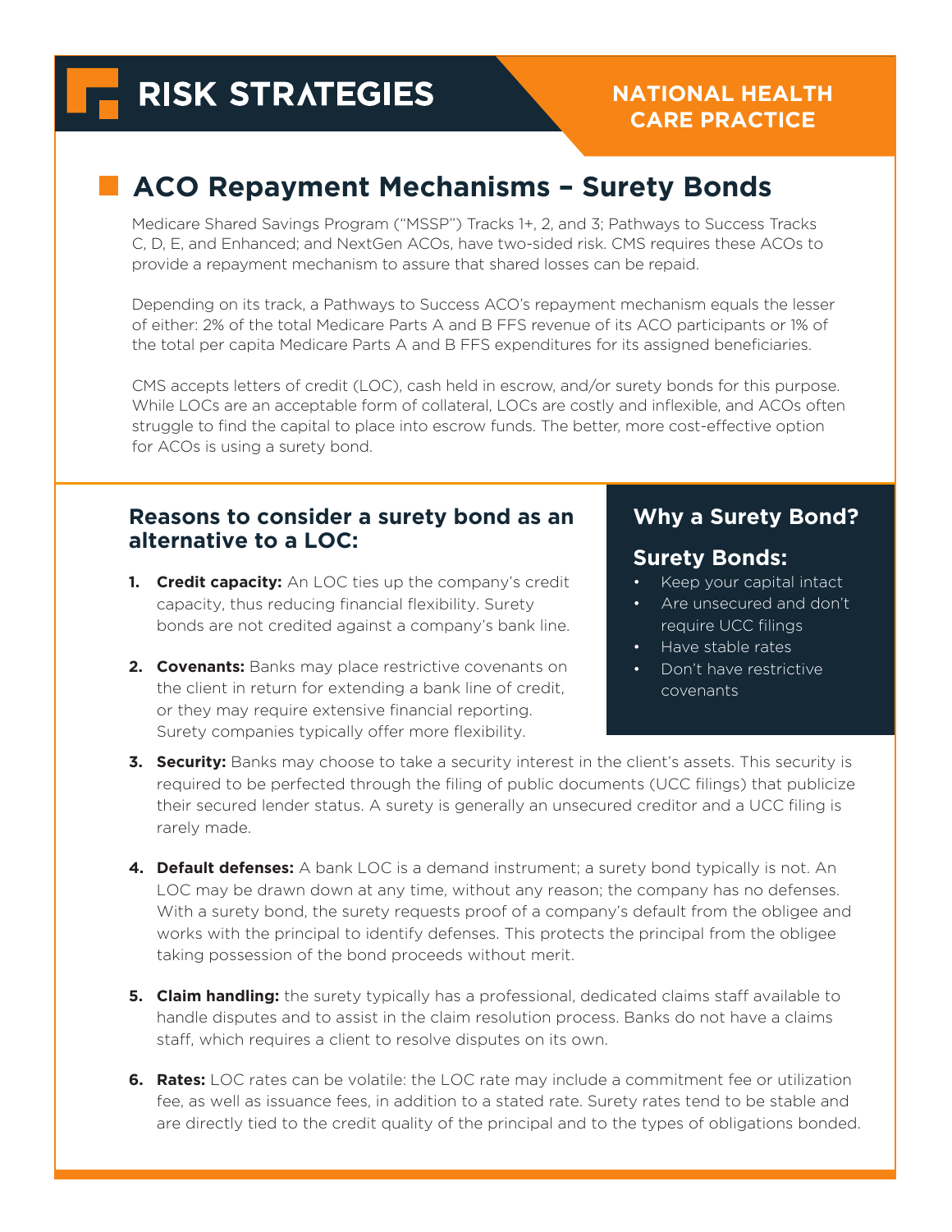# RISK STRATEGIES

**NATIONAL HEALTH CARE PRACTICE**

## ACO Repayment Mechanisms – Surety Bonds

Medicare Shared Savings Program ("MSSP") Tracks 1+, 2, and 3; Pathways to Success Tracks C, D, E, and Enhanced; and NextGen ACOs, have two-sided risk. CMS requires these ACOs to provide a repayment mechanism to assure that shared losses can be repaid.

Depending on its track, a Pathways to Success ACO's repayment mechanism equals the lesser of either: 2% of the total Medicare Parts A and B FFS revenue of its ACO participants or 1% of the total per capita Medicare Parts A and B FFS expenditures for its assigned beneficiaries.

CMS accepts letters of credit (LOC), cash held in escrow, and/or surety bonds for this purpose. While LOCs are an acceptable form of collateral, LOCs are costly and inflexible, and ACOs often struggle to find the capital to place into escrow funds. The better, more cost-effective option for ACOs is using a surety bond.

### Reasons to consider a surety bond as an alternative to a LOC:

1. **Credit capacity:** An LOC ties up the company's credit capacity, thus reducing financial flexibility. Surety bonds are not credited against a company's bank line.
2. **Covenants:** Banks may place restrictive covenants on the client in return for extending a bank line of credit, or they may require extensive financial reporting. Surety companies typically offer more flexibility.
3. **Security:** Banks may choose to take a security interest in the client's assets. This security is required to be perfected through the filing of public documents (UCC filings) that publicize their secured lender status. A surety is generally an unsecured creditor and a UCC filing is rarely made.
4. **Default defenses:** A bank LOC is a demand instrument; a surety bond typically is not. An LOC may be drawn down at any time, without any reason; the company has no defenses. With a surety bond, the surety requests proof of a company's default from the obligee and works with the principal to identify defenses. This protects the principal from the obligee taking possession of the bond proceeds without merit.
5. **Claim handling:** the surety typically has a professional, dedicated claims staff available to handle disputes and to assist in the claim resolution process. Banks do not have a claims staff, which requires a client to resolve disputes on its own.
6. **Rates:** LOC rates can be volatile: the LOC rate may include a commitment fee or utilization fee, as well as issuance fees, in addition to a stated rate. Surety rates tend to be stable and are directly tied to the credit quality of the principal and to the types of obligations bonded.

### Why a Surety Bond?

#### Surety Bonds:

- Keep your capital intact
- Are unsecured and don't require UCC filings
- Have stable rates
- Don't have restrictive covenants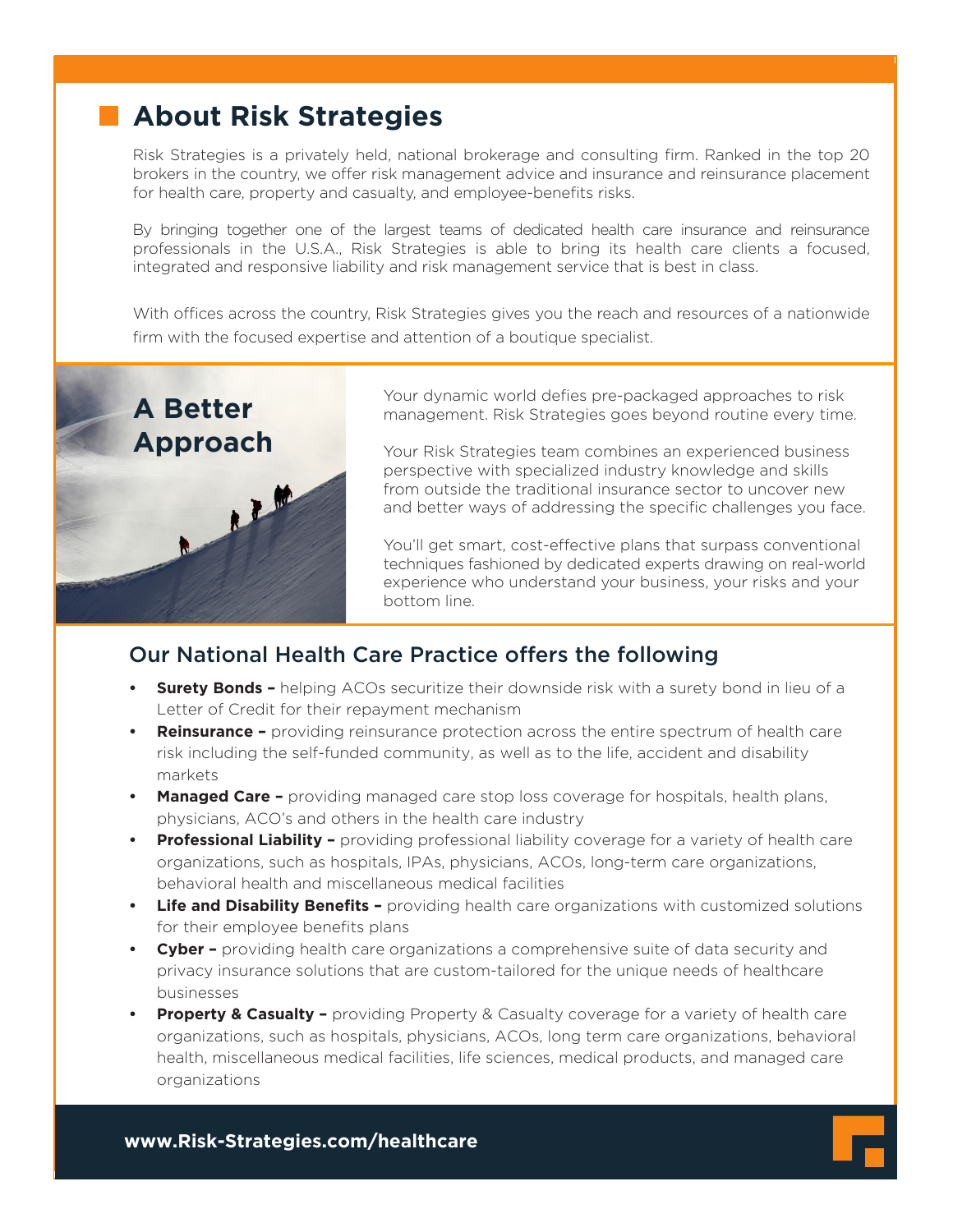# About Risk Strategies

Risk Strategies is a privately held, national brokerage and consulting firm. Ranked in the top 20 brokers in the country, we offer risk management advice and insurance and reinsurance placement for health care, property and casualty, and employee-benefits risks.

By bringing together one of the largest teams of dedicated health care insurance and reinsurance professionals in the U.S.A., Risk Strategies is able to bring its health care clients a focused, integrated and responsive liability and risk management service that is best in class.

With offices across the country, Risk Strategies gives you the reach and resources of a nationwide firm with the focused expertise and attention of a boutique specialist.

## A Better Approach

Your dynamic world defies pre-packaged approaches to risk management. Risk Strategies goes beyond routine every time.

Your Risk Strategies team combines an experienced business perspective with specialized industry knowledge and skills from outside the traditional insurance sector to uncover new and better ways of addressing the specific challenges you face.

You'll get smart, cost-effective plans that surpass conventional techniques fashioned by dedicated experts drawing on real-world experience who understand your business, your risks and your bottom line.

## Our National Health Care Practice offers the following

- **Surety Bonds –** helping ACOs securitize their downside risk with a surety bond in lieu of a Letter of Credit for their repayment mechanism
- **Reinsurance –** providing reinsurance protection across the entire spectrum of health care risk including the self-funded community, as well as to the life, accident and disability markets
- **Managed Care –** providing managed care stop loss coverage for hospitals, health plans, physicians, ACO's and others in the health care industry
- **Professional Liability –** providing professional liability coverage for a variety of health care organizations, such as hospitals, IPAs, physicians, ACOs, long-term care organizations, behavioral health and miscellaneous medical facilities
- **Life and Disability Benefits –** providing health care organizations with customized solutions for their employee benefits plans
- **Cyber –** providing health care organizations a comprehensive suite of data security and privacy insurance solutions that are custom-tailored for the unique needs of healthcare businesses
- **Property & Casualty –** providing Property & Casualty coverage for a variety of health care organizations, such as hospitals, physicians, ACOs, long term care organizations, behavioral health, miscellaneous medical facilities, life sciences, medical products, and managed care organizations

**www.Risk-Strategies.com/healthcare**